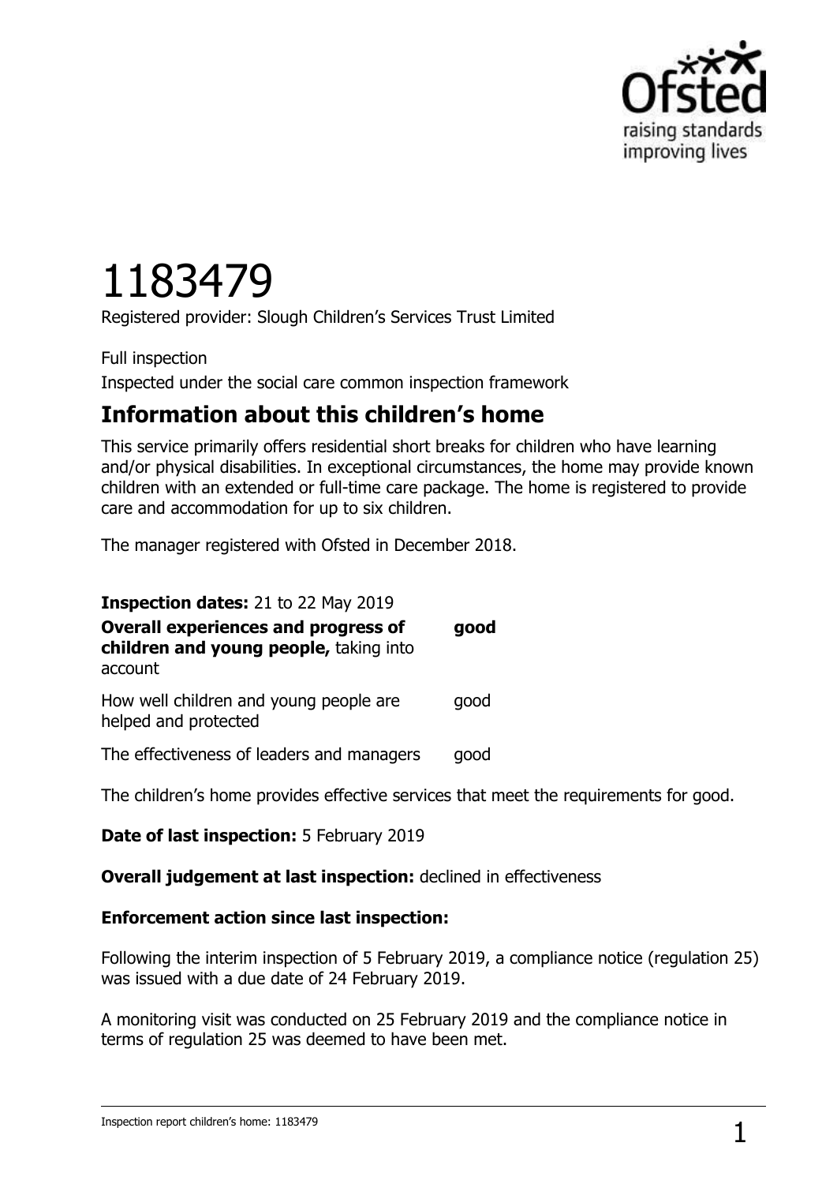# 1183479

Registered provider: Slough Children's Services Trust Limited

Full inspection

Inspected under the social care common inspection framework

## Information about this children's home

This service primarily offers residential short breaks for children who have learning and/or physical disabilities. In exceptional circumstances, the home may provide known children with an extended or full-time care package. The home is registered to provide care and accommodation for up to six children.

The manager registered with Ofsted in December 2018.

**Inspection dates:** 21 to 22 May 2019

| | |
|---|---|
| **Overall experiences and progress of children and young people,** taking into account | **good** |
| How well children and young people are helped and protected | good |
| The effectiveness of leaders and managers | good |

The children's home provides effective services that meet the requirements for good.

**Date of last inspection:** 5 February 2019

**Overall judgement at last inspection:** declined in effectiveness

**Enforcement action since last inspection:**

Following the interim inspection of 5 February 2019, a compliance notice (regulation 25) was issued with a due date of 24 February 2019.

A monitoring visit was conducted on 25 February 2019 and the compliance notice in terms of regulation 25 was deemed to have been met.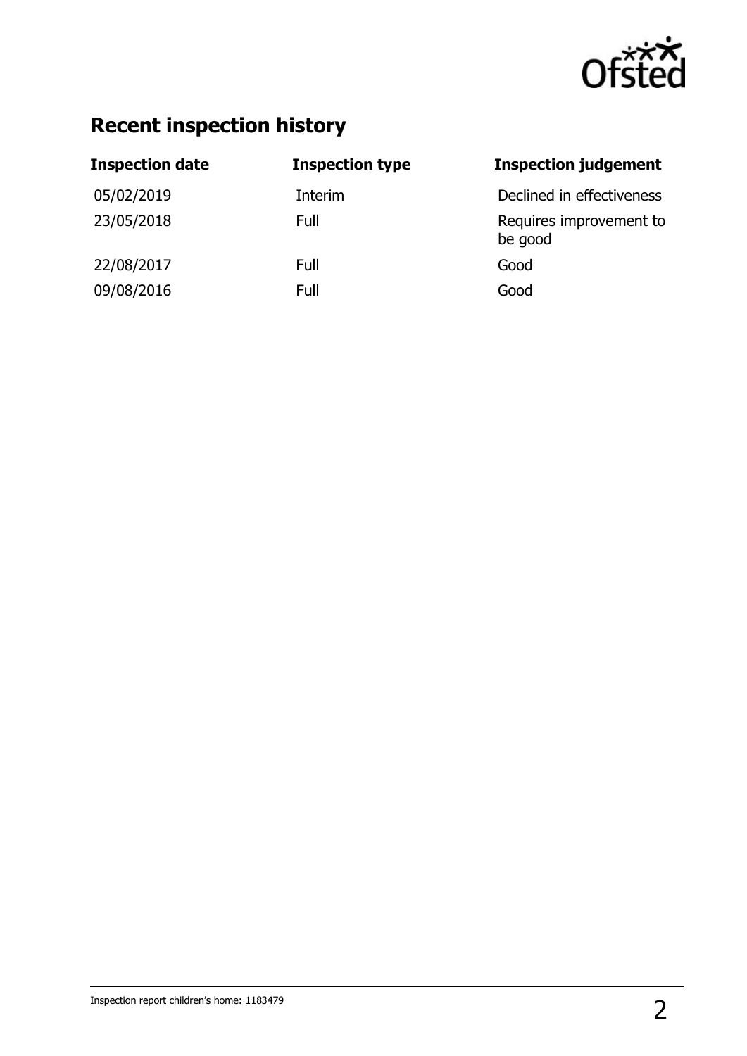## Recent inspection history

| Inspection date | Inspection type | Inspection judgement |
|---|---|---|
| 05/02/2019 | Interim | Declined in effectiveness |
| 23/05/2018 | Full | Requires improvement to be good |
| 22/08/2017 | Full | Good |
| 09/08/2016 | Full | Good |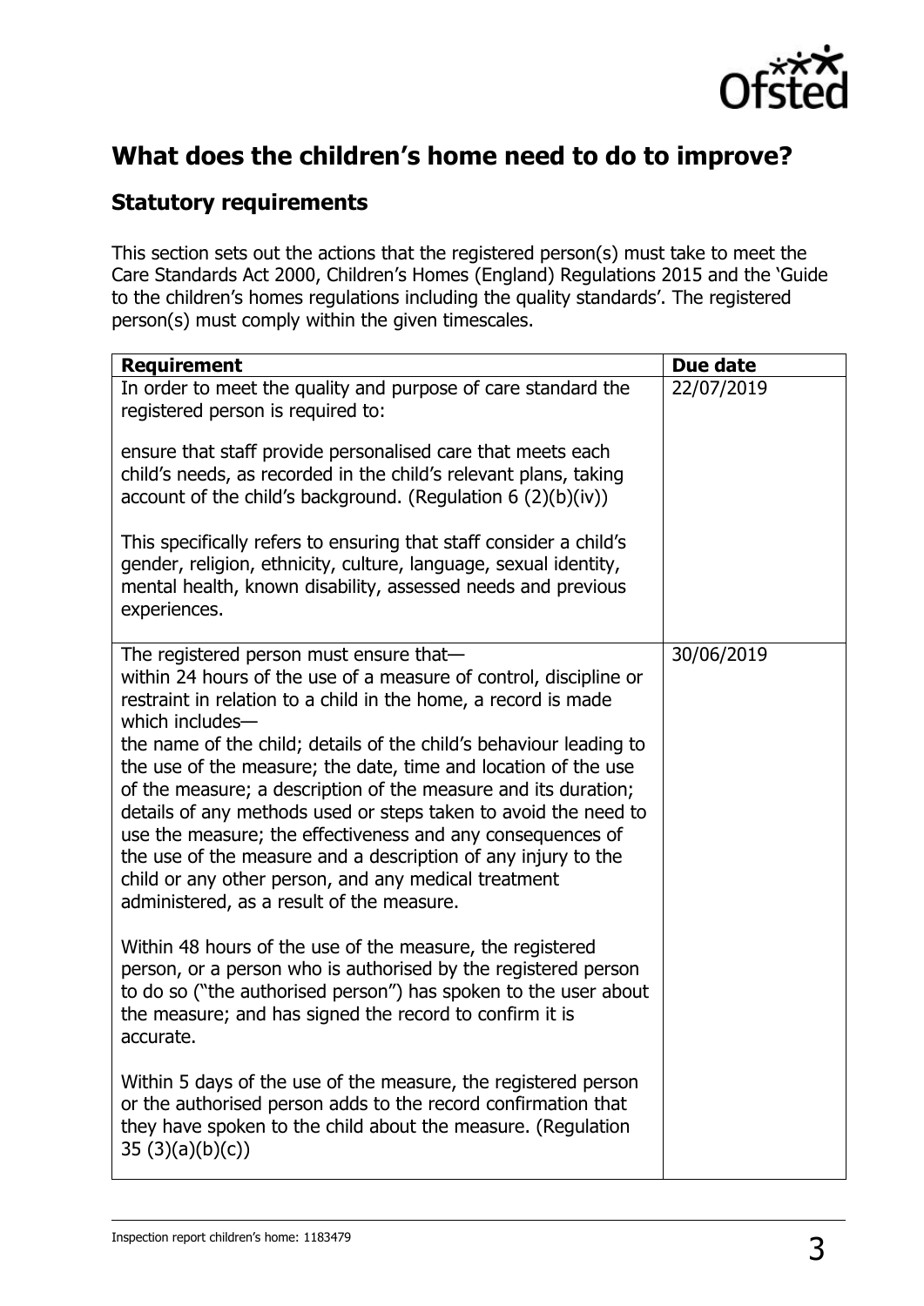## What does the children's home need to do to improve?

### Statutory requirements

This section sets out the actions that the registered person(s) must take to meet the Care Standards Act 2000, Children's Homes (England) Regulations 2015 and the 'Guide to the children's homes regulations including the quality standards'. The registered person(s) must comply within the given timescales.

| Requirement | Due date |
|---|---|
| In order to meet the quality and purpose of care standard the registered person is required to:<br><br>ensure that staff provide personalised care that meets each child's needs, as recorded in the child's relevant plans, taking account of the child's background. (Regulation 6 (2)(b)(iv))<br><br>This specifically refers to ensuring that staff consider a child's gender, religion, ethnicity, culture, language, sexual identity, mental health, known disability, assessed needs and previous experiences. | 22/07/2019 |
| The registered person must ensure that—<br>within 24 hours of the use of a measure of control, discipline or restraint in relation to a child in the home, a record is made which includes—<br>the name of the child; details of the child's behaviour leading to the use of the measure; the date, time and location of the use of the measure; a description of the measure and its duration; details of any methods used or steps taken to avoid the need to use the measure; the effectiveness and any consequences of the use of the measure and a description of any injury to the child or any other person, and any medical treatment administered, as a result of the measure.<br><br>Within 48 hours of the use of the measure, the registered person, or a person who is authorised by the registered person to do so ("the authorised person") has spoken to the user about the measure; and has signed the record to confirm it is accurate.<br><br>Within 5 days of the use of the measure, the registered person or the authorised person adds to the record confirmation that they have spoken to the child about the measure. (Regulation 35 (3)(a)(b)(c)) | 30/06/2019 |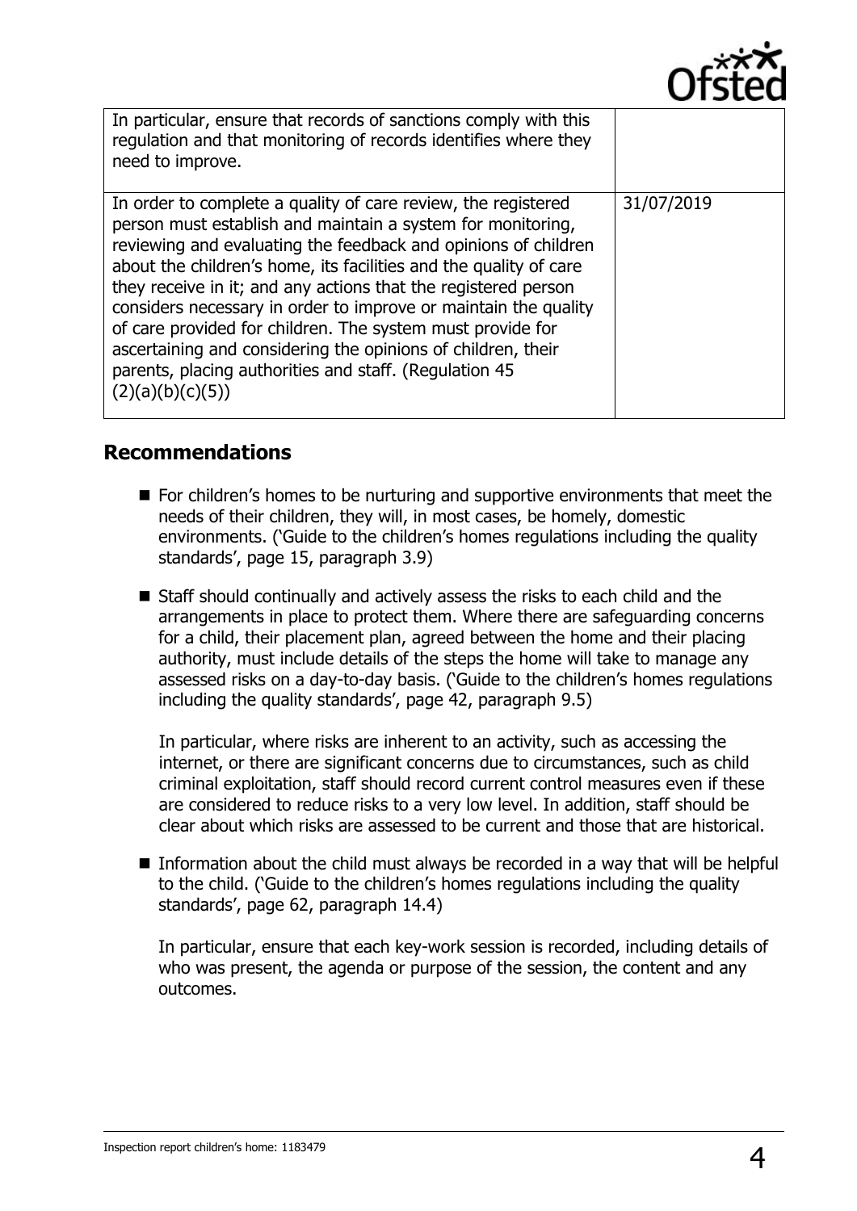| | |
|---|---|
| In particular, ensure that records of sanctions comply with this regulation and that monitoring of records identifies where they need to improve. | |
| In order to complete a quality of care review, the registered person must establish and maintain a system for monitoring, reviewing and evaluating the feedback and opinions of children about the children's home, its facilities and the quality of care they receive in it; and any actions that the registered person considers necessary in order to improve or maintain the quality of care provided for children. The system must provide for ascertaining and considering the opinions of children, their parents, placing authorities and staff. (Regulation 45 (2)(a)(b)(c)(5)) | 31/07/2019 |

## Recommendations

- For children's homes to be nurturing and supportive environments that meet the needs of their children, they will, in most cases, be homely, domestic environments. ('Guide to the children's homes regulations including the quality standards', page 15, paragraph 3.9)
- Staff should continually and actively assess the risks to each child and the arrangements in place to protect them. Where there are safeguarding concerns for a child, their placement plan, agreed between the home and their placing authority, must include details of the steps the home will take to manage any assessed risks on a day-to-day basis. ('Guide to the children's homes regulations including the quality standards', page 42, paragraph 9.5)

  In particular, where risks are inherent to an activity, such as accessing the internet, or there are significant concerns due to circumstances, such as child criminal exploitation, staff should record current control measures even if these are considered to reduce risks to a very low level. In addition, staff should be clear about which risks are assessed to be current and those that are historical.
- Information about the child must always be recorded in a way that will be helpful to the child. ('Guide to the children's homes regulations including the quality standards', page 62, paragraph 14.4)

  In particular, ensure that each key-work session is recorded, including details of who was present, the agenda or purpose of the session, the content and any outcomes.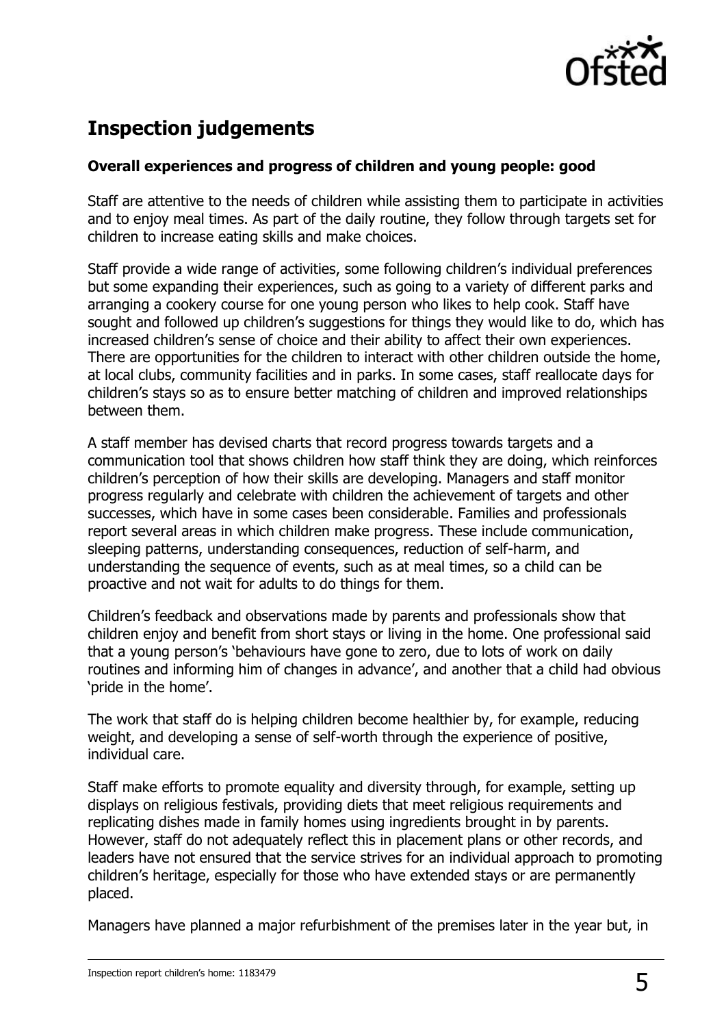## Inspection judgements

**Overall experiences and progress of children and young people: good**

Staff are attentive to the needs of children while assisting them to participate in activities and to enjoy meal times. As part of the daily routine, they follow through targets set for children to increase eating skills and make choices.

Staff provide a wide range of activities, some following children's individual preferences but some expanding their experiences, such as going to a variety of different parks and arranging a cookery course for one young person who likes to help cook. Staff have sought and followed up children's suggestions for things they would like to do, which has increased children's sense of choice and their ability to affect their own experiences. There are opportunities for the children to interact with other children outside the home, at local clubs, community facilities and in parks. In some cases, staff reallocate days for children's stays so as to ensure better matching of children and improved relationships between them.

A staff member has devised charts that record progress towards targets and a communication tool that shows children how staff think they are doing, which reinforces children's perception of how their skills are developing. Managers and staff monitor progress regularly and celebrate with children the achievement of targets and other successes, which have in some cases been considerable. Families and professionals report several areas in which children make progress. These include communication, sleeping patterns, understanding consequences, reduction of self-harm, and understanding the sequence of events, such as at meal times, so a child can be proactive and not wait for adults to do things for them.

Children's feedback and observations made by parents and professionals show that children enjoy and benefit from short stays or living in the home. One professional said that a young person's 'behaviours have gone to zero, due to lots of work on daily routines and informing him of changes in advance', and another that a child had obvious 'pride in the home'.

The work that staff do is helping children become healthier by, for example, reducing weight, and developing a sense of self-worth through the experience of positive, individual care.

Staff make efforts to promote equality and diversity through, for example, setting up displays on religious festivals, providing diets that meet religious requirements and replicating dishes made in family homes using ingredients brought in by parents. However, staff do not adequately reflect this in placement plans or other records, and leaders have not ensured that the service strives for an individual approach to promoting children's heritage, especially for those who have extended stays or are permanently placed.

Managers have planned a major refurbishment of the premises later in the year but, in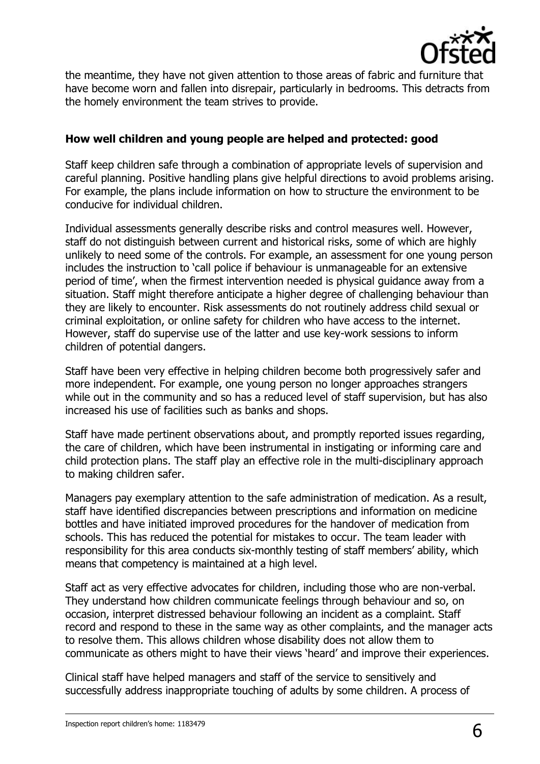the meantime, they have not given attention to those areas of fabric and furniture that have become worn and fallen into disrepair, particularly in bedrooms. This detracts from the homely environment the team strives to provide.

**How well children and young people are helped and protected: good**

Staff keep children safe through a combination of appropriate levels of supervision and careful planning. Positive handling plans give helpful directions to avoid problems arising. For example, the plans include information on how to structure the environment to be conducive for individual children.

Individual assessments generally describe risks and control measures well. However, staff do not distinguish between current and historical risks, some of which are highly unlikely to need some of the controls. For example, an assessment for one young person includes the instruction to 'call police if behaviour is unmanageable for an extensive period of time', when the firmest intervention needed is physical guidance away from a situation. Staff might therefore anticipate a higher degree of challenging behaviour than they are likely to encounter. Risk assessments do not routinely address child sexual or criminal exploitation, or online safety for children who have access to the internet. However, staff do supervise use of the latter and use key-work sessions to inform children of potential dangers.

Staff have been very effective in helping children become both progressively safer and more independent. For example, one young person no longer approaches strangers while out in the community and so has a reduced level of staff supervision, but has also increased his use of facilities such as banks and shops.

Staff have made pertinent observations about, and promptly reported issues regarding, the care of children, which have been instrumental in instigating or informing care and child protection plans. The staff play an effective role in the multi-disciplinary approach to making children safer.

Managers pay exemplary attention to the safe administration of medication. As a result, staff have identified discrepancies between prescriptions and information on medicine bottles and have initiated improved procedures for the handover of medication from schools. This has reduced the potential for mistakes to occur. The team leader with responsibility for this area conducts six-monthly testing of staff members' ability, which means that competency is maintained at a high level.

Staff act as very effective advocates for children, including those who are non-verbal. They understand how children communicate feelings through behaviour and so, on occasion, interpret distressed behaviour following an incident as a complaint. Staff record and respond to these in the same way as other complaints, and the manager acts to resolve them. This allows children whose disability does not allow them to communicate as others might to have their views 'heard' and improve their experiences.

Clinical staff have helped managers and staff of the service to sensitively and successfully address inappropriate touching of adults by some children. A process of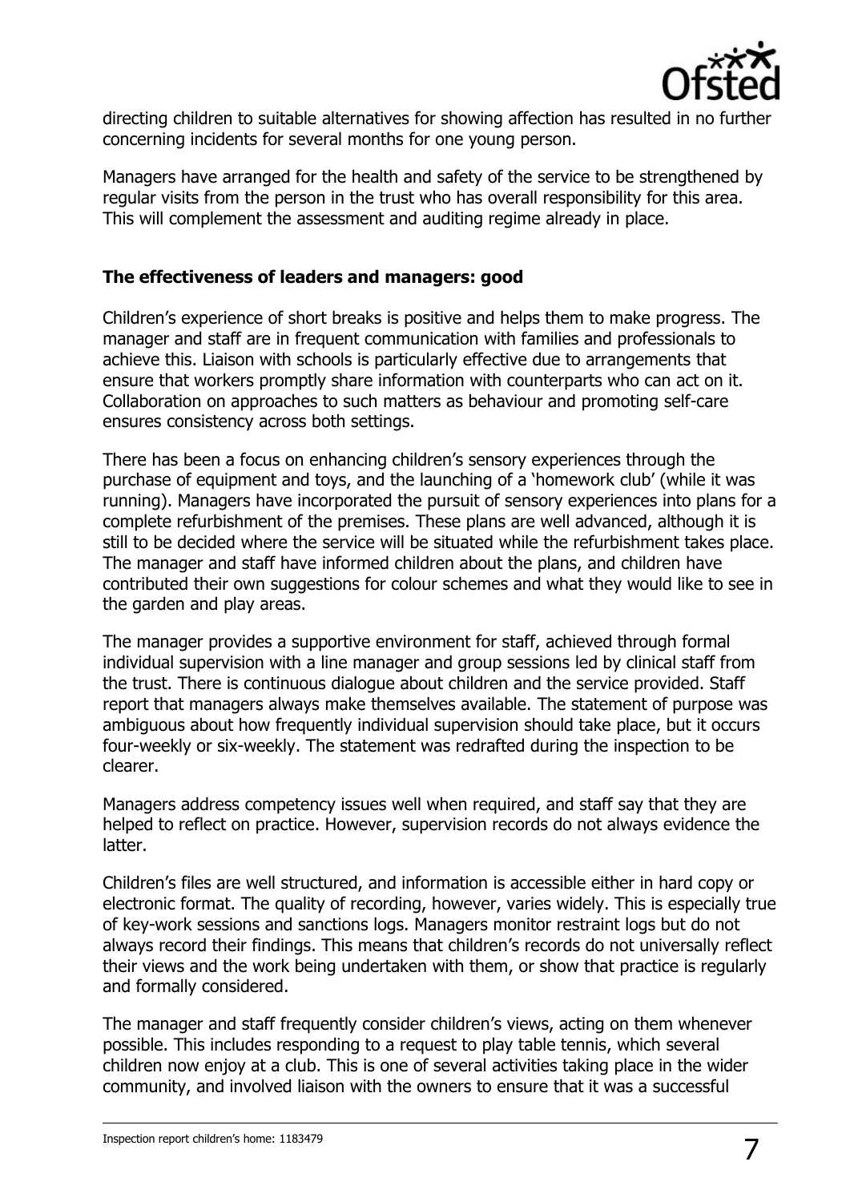directing children to suitable alternatives for showing affection has resulted in no further concerning incidents for several months for one young person.

Managers have arranged for the health and safety of the service to be strengthened by regular visits from the person in the trust who has overall responsibility for this area. This will complement the assessment and auditing regime already in place.

### The effectiveness of leaders and managers: good

Children's experience of short breaks is positive and helps them to make progress. The manager and staff are in frequent communication with families and professionals to achieve this. Liaison with schools is particularly effective due to arrangements that ensure that workers promptly share information with counterparts who can act on it. Collaboration on approaches to such matters as behaviour and promoting self-care ensures consistency across both settings.

There has been a focus on enhancing children's sensory experiences through the purchase of equipment and toys, and the launching of a 'homework club' (while it was running). Managers have incorporated the pursuit of sensory experiences into plans for a complete refurbishment of the premises. These plans are well advanced, although it is still to be decided where the service will be situated while the refurbishment takes place. The manager and staff have informed children about the plans, and children have contributed their own suggestions for colour schemes and what they would like to see in the garden and play areas.

The manager provides a supportive environment for staff, achieved through formal individual supervision with a line manager and group sessions led by clinical staff from the trust. There is continuous dialogue about children and the service provided. Staff report that managers always make themselves available. The statement of purpose was ambiguous about how frequently individual supervision should take place, but it occurs four-weekly or six-weekly. The statement was redrafted during the inspection to be clearer.

Managers address competency issues well when required, and staff say that they are helped to reflect on practice. However, supervision records do not always evidence the latter.

Children's files are well structured, and information is accessible either in hard copy or electronic format. The quality of recording, however, varies widely. This is especially true of key-work sessions and sanctions logs. Managers monitor restraint logs but do not always record their findings. This means that children's records do not universally reflect their views and the work being undertaken with them, or show that practice is regularly and formally considered.

The manager and staff frequently consider children's views, acting on them whenever possible. This includes responding to a request to play table tennis, which several children now enjoy at a club. This is one of several activities taking place in the wider community, and involved liaison with the owners to ensure that it was a successful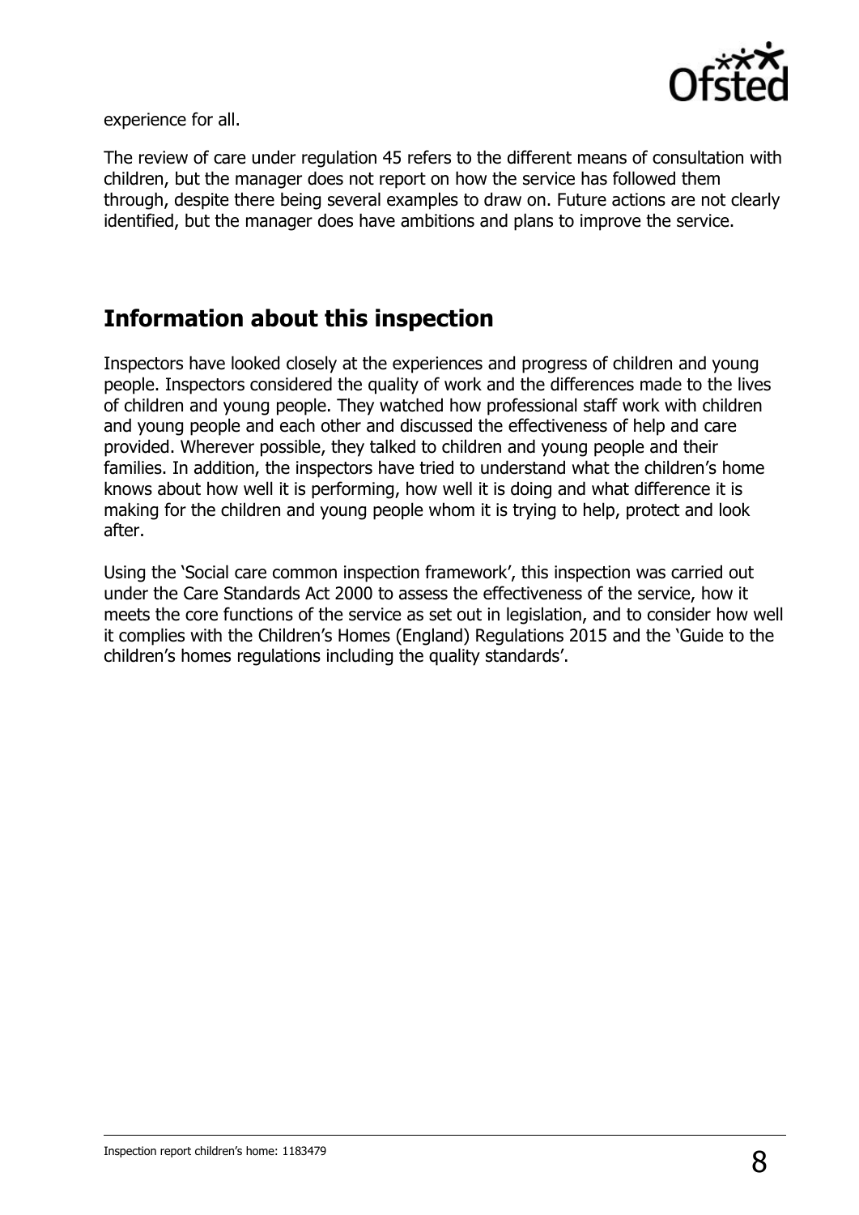experience for all.

The review of care under regulation 45 refers to the different means of consultation with children, but the manager does not report on how the service has followed them through, despite there being several examples to draw on. Future actions are not clearly identified, but the manager does have ambitions and plans to improve the service.

## Information about this inspection

Inspectors have looked closely at the experiences and progress of children and young people. Inspectors considered the quality of work and the differences made to the lives of children and young people. They watched how professional staff work with children and young people and each other and discussed the effectiveness of help and care provided. Wherever possible, they talked to children and young people and their families. In addition, the inspectors have tried to understand what the children's home knows about how well it is performing, how well it is doing and what difference it is making for the children and young people whom it is trying to help, protect and look after.

Using the 'Social care common inspection framework', this inspection was carried out under the Care Standards Act 2000 to assess the effectiveness of the service, how it meets the core functions of the service as set out in legislation, and to consider how well it complies with the Children's Homes (England) Regulations 2015 and the 'Guide to the children's homes regulations including the quality standards'.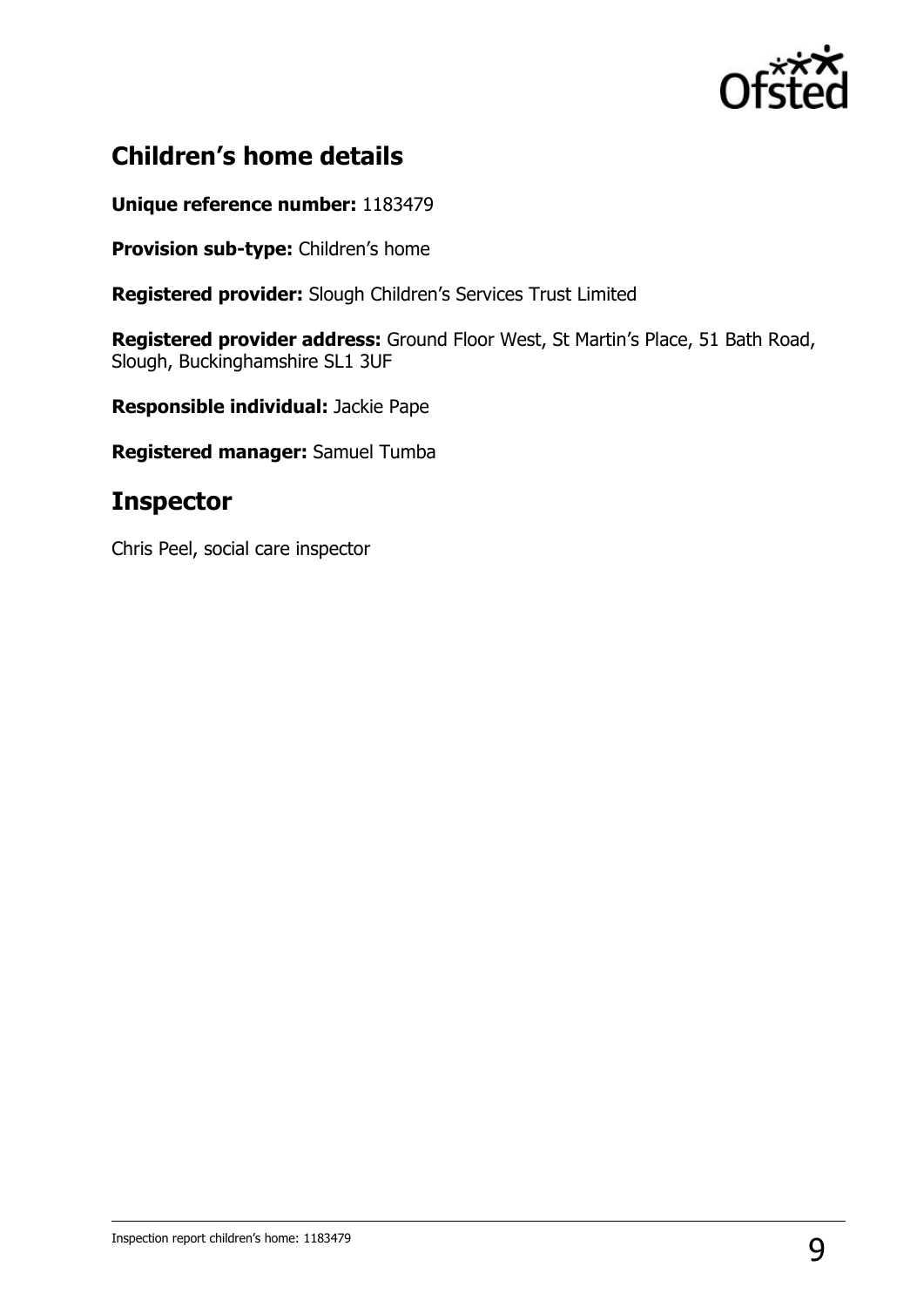## Children's home details

**Unique reference number:** 1183479

**Provision sub-type:** Children's home

**Registered provider:** Slough Children's Services Trust Limited

**Registered provider address:** Ground Floor West, St Martin's Place, 51 Bath Road, Slough, Buckinghamshire SL1 3UF

**Responsible individual:** Jackie Pape

**Registered manager:** Samuel Tumba

## Inspector

Chris Peel, social care inspector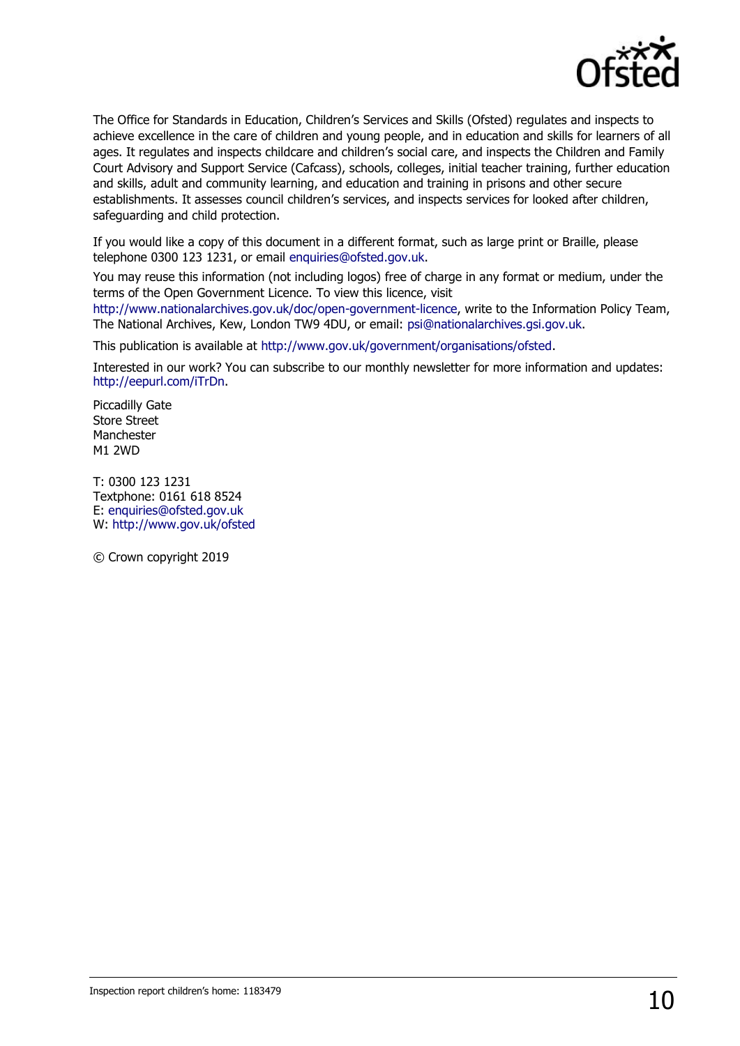The Office for Standards in Education, Children's Services and Skills (Ofsted) regulates and inspects to achieve excellence in the care of children and young people, and in education and skills for learners of all ages. It regulates and inspects childcare and children's social care, and inspects the Children and Family Court Advisory and Support Service (Cafcass), schools, colleges, initial teacher training, further education and skills, adult and community learning, and education and training in prisons and other secure establishments. It assesses council children's services, and inspects services for looked after children, safeguarding and child protection.

If you would like a copy of this document in a different format, such as large print or Braille, please telephone 0300 123 1231, or email enquiries@ofsted.gov.uk.

You may reuse this information (not including logos) free of charge in any format or medium, under the terms of the Open Government Licence. To view this licence, visit http://www.nationalarchives.gov.uk/doc/open-government-licence, write to the Information Policy Team, The National Archives, Kew, London TW9 4DU, or email: psi@nationalarchives.gsi.gov.uk.

This publication is available at http://www.gov.uk/government/organisations/ofsted.

Interested in our work? You can subscribe to our monthly newsletter for more information and updates: http://eepurl.com/iTrDn.

Piccadilly Gate
Store Street
Manchester
M1 2WD

T: 0300 123 1231
Textphone: 0161 618 8524
E: enquiries@ofsted.gov.uk
W: http://www.gov.uk/ofsted

© Crown copyright 2019